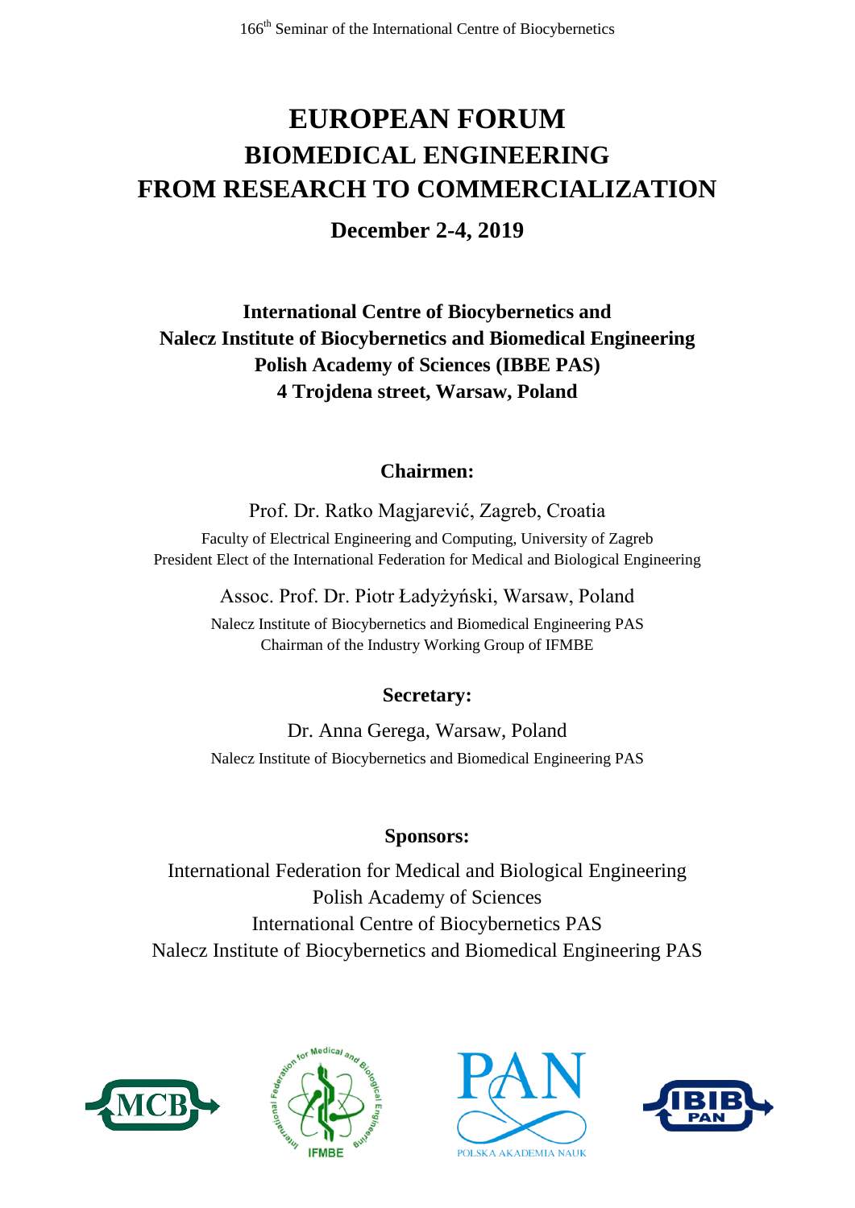166th Seminar of the International Centre of Biocybernetics

# EUROPEAN FORUM
# BIOMEDICAL ENGINEERING
# FROM RESEARCH TO COMMERCIALIZATION

**December 2-4, 2019**

**International Centre of Biocybernetics and**
**Nalecz Institute of Biocybernetics and Biomedical Engineering**
**Polish Academy of Sciences (IBBE PAS)**
**4 Trojdena street, Warsaw, Poland**

## Chairmen:

Prof. Dr. Ratko Magjarević, Zagreb, Croatia
Faculty of Electrical Engineering and Computing, University of Zagreb
President Elect of the International Federation for Medical and Biological Engineering

Assoc. Prof. Dr. Piotr Ładyżyński, Warsaw, Poland
Nalecz Institute of Biocybernetics and Biomedical Engineering PAS
Chairman of the Industry Working Group of IFMBE

## Secretary:

Dr. Anna Gerega, Warsaw, Poland
Nalecz Institute of Biocybernetics and Biomedical Engineering PAS

## Sponsors:

International Federation for Medical and Biological Engineering
Polish Academy of Sciences
International Centre of Biocybernetics PAS
Nalecz Institute of Biocybernetics and Biomedical Engineering PAS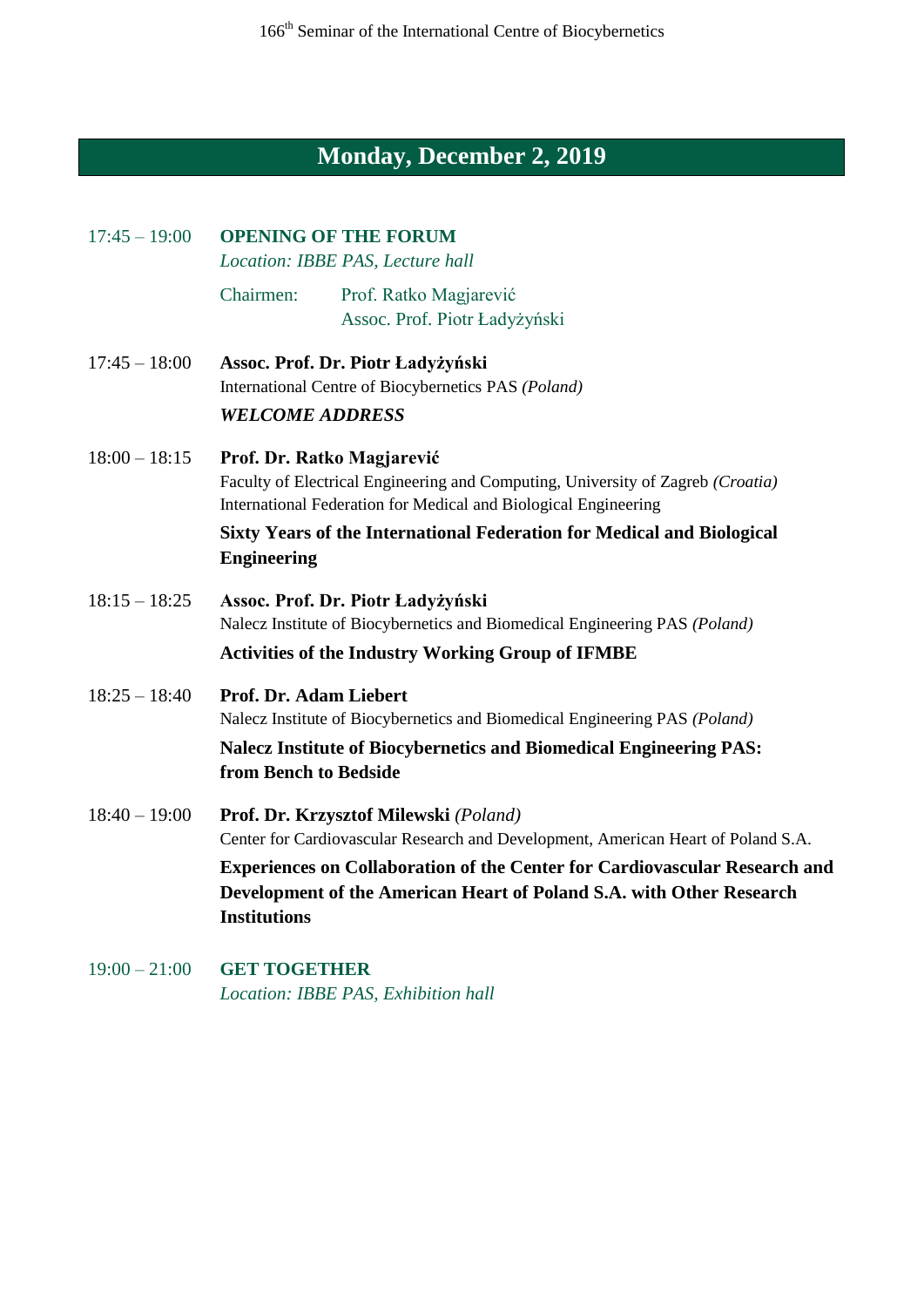## Monday, December 2, 2019

17:45 – 19:00 **OPENING OF THE FORUM**
*Location: IBBE PAS, Lecture hall*

Chairmen: Prof. Ratko Magjarević
Assoc. Prof. Piotr Ładyżyński

17:45 – 18:00 **Assoc. Prof. Dr. Piotr Ładyżyński**
International Centre of Biocybernetics PAS *(Poland)*
***WELCOME ADDRESS***

18:00 – 18:15 **Prof. Dr. Ratko Magjarević**
Faculty of Electrical Engineering and Computing, University of Zagreb *(Croatia)*
International Federation for Medical and Biological Engineering
**Sixty Years of the International Federation for Medical and Biological Engineering**

18:15 – 18:25 **Assoc. Prof. Dr. Piotr Ładyżyński**
Nalecz Institute of Biocybernetics and Biomedical Engineering PAS *(Poland)*
**Activities of the Industry Working Group of IFMBE**

18:25 – 18:40 **Prof. Dr. Adam Liebert**
Nalecz Institute of Biocybernetics and Biomedical Engineering PAS *(Poland)*
**Nalecz Institute of Biocybernetics and Biomedical Engineering PAS: from Bench to Bedside**

18:40 – 19:00 **Prof. Dr. Krzysztof Milewski** *(Poland)*
Center for Cardiovascular Research and Development, American Heart of Poland S.A.
**Experiences on Collaboration of the Center for Cardiovascular Research and Development of the American Heart of Poland S.A. with Other Research Institutions**

19:00 – 21:00 **GET TOGETHER**
*Location: IBBE PAS, Exhibition hall*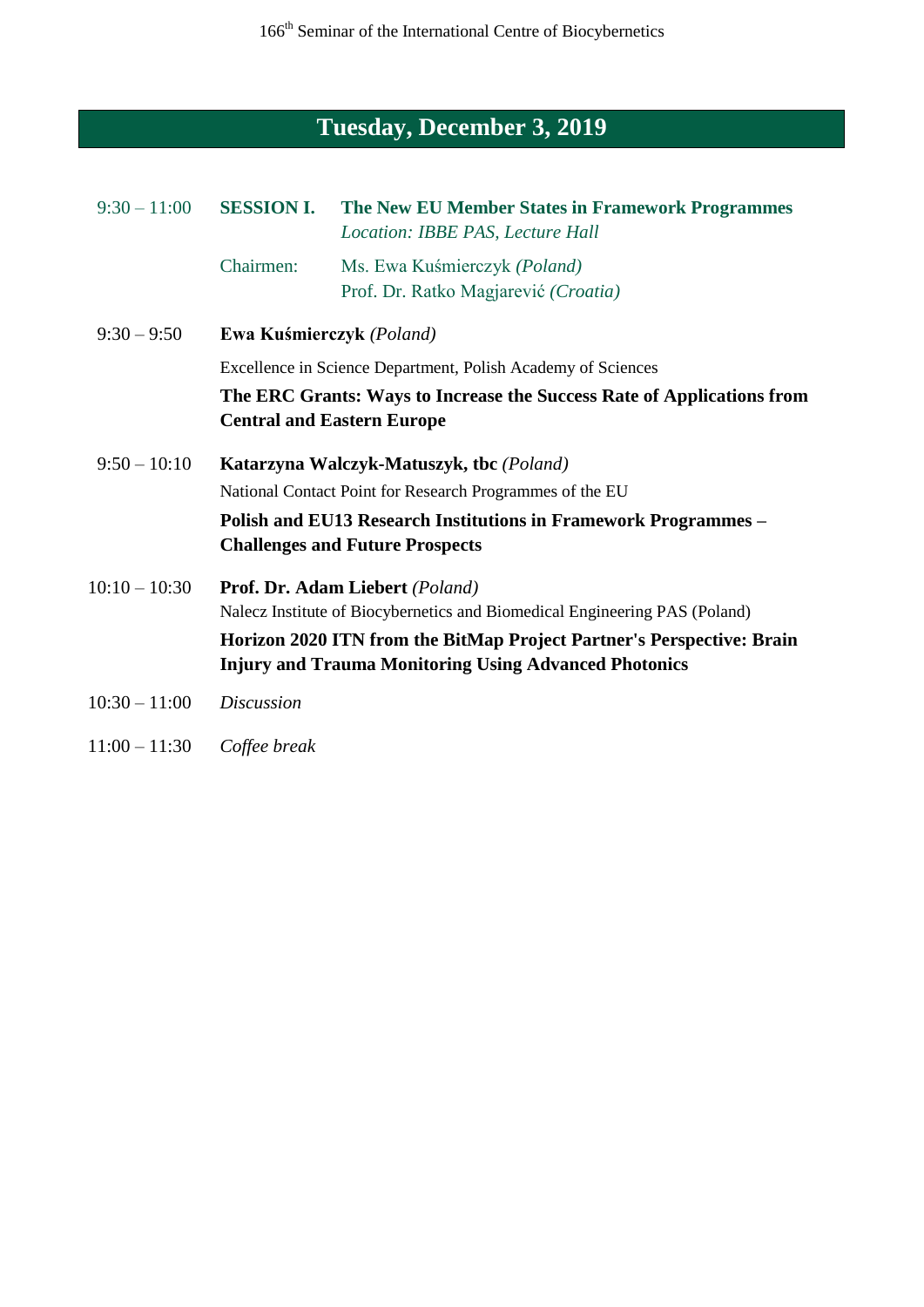## Tuesday, December 3, 2019

**9:30 – 11:00** **SESSION I.** **The New EU Member States in Framework Programmes**
*Location: IBBE PAS, Lecture Hall*

Chairmen: Ms. Ewa Kuśmierczyk *(Poland)*
Prof. Dr. Ratko Magjarević *(Croatia)*

**9:30 – 9:50** **Ewa Kuśmierczyk** *(Poland)*

Excellence in Science Department, Polish Academy of Sciences

**The ERC Grants: Ways to Increase the Success Rate of Applications from Central and Eastern Europe**

**9:50 – 10:10** **Katarzyna Walczyk-Matuszyk, tbc** *(Poland)*

National Contact Point for Research Programmes of the EU

**Polish and EU13 Research Institutions in Framework Programmes – Challenges and Future Prospects**

**10:10 – 10:30** **Prof. Dr. Adam Liebert** *(Poland)*

Nalecz Institute of Biocybernetics and Biomedical Engineering PAS (Poland)

**Horizon 2020 ITN from the BitMap Project Partner's Perspective: Brain Injury and Trauma Monitoring Using Advanced Photonics**

**10:30 – 11:00** *Discussion*

**11:00 – 11:30** *Coffee break*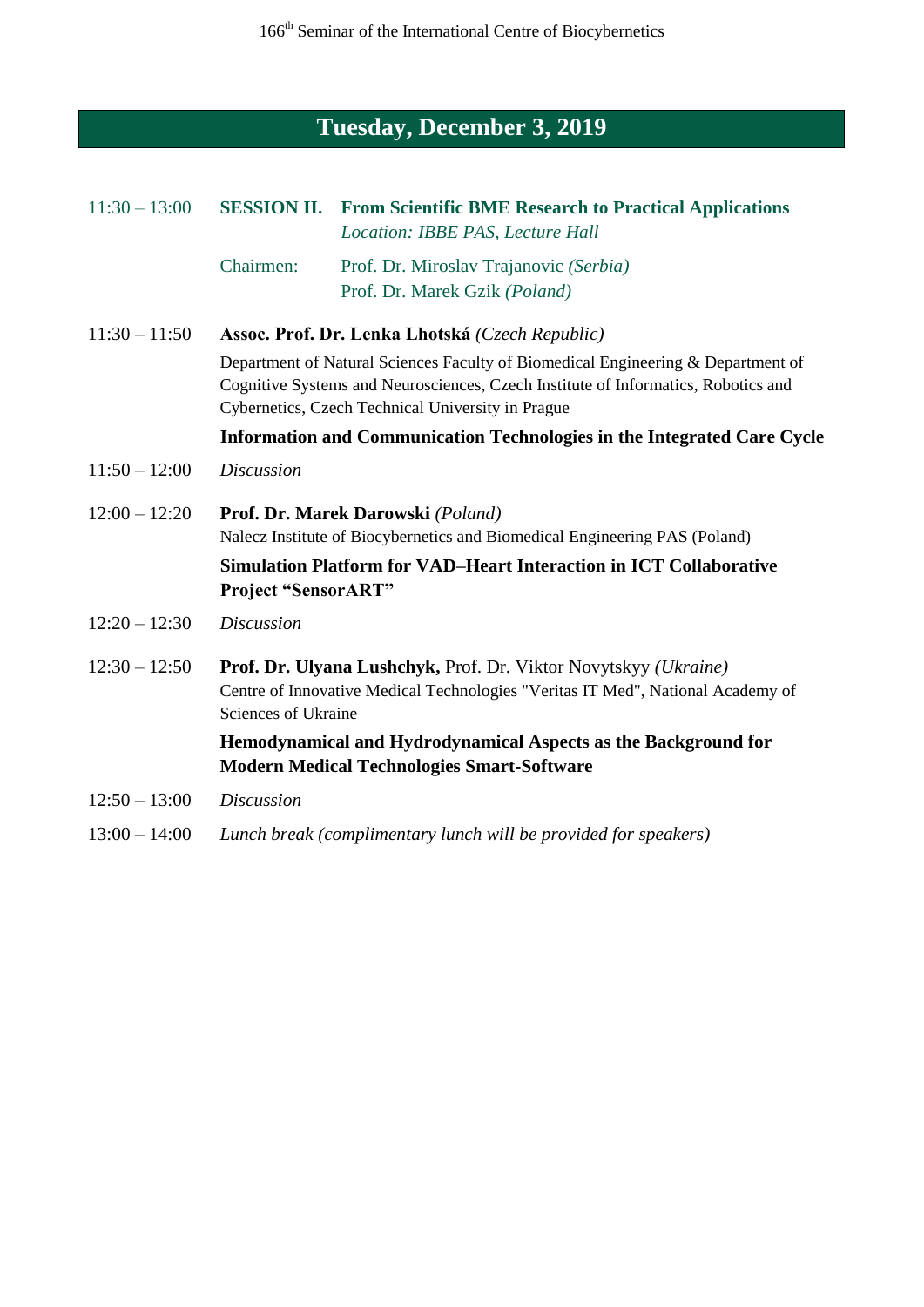## Tuesday, December 3, 2019

**11:30 – 13:00** **SESSION II. From Scientific BME Research to Practical Applications**
*Location: IBBE PAS, Lecture Hall*

Chairmen: Prof. Dr. Miroslav Trajanovic *(Serbia)*
Prof. Dr. Marek Gzik *(Poland)*

**11:30 – 11:50** **Assoc. Prof. Dr. Lenka Lhotská** *(Czech Republic)*

Department of Natural Sciences Faculty of Biomedical Engineering & Department of Cognitive Systems and Neurosciences, Czech Institute of Informatics, Robotics and Cybernetics, Czech Technical University in Prague

**Information and Communication Technologies in the Integrated Care Cycle**

**11:50 – 12:00** *Discussion*

**12:00 – 12:20** **Prof. Dr. Marek Darowski** *(Poland)*

Nalecz Institute of Biocybernetics and Biomedical Engineering PAS (Poland)

**Simulation Platform for VAD–Heart Interaction in ICT Collaborative Project "SensorART"**

**12:20 – 12:30** *Discussion*

**12:30 – 12:50** **Prof. Dr. Ulyana Lushchyk,** Prof. Dr. Viktor Novytskyy *(Ukraine)*

Centre of Innovative Medical Technologies "Veritas IT Med", National Academy of Sciences of Ukraine

**Hemodynamical and Hydrodynamical Aspects as the Background for Modern Medical Technologies Smart-Software**

**12:50 – 13:00** *Discussion*

**13:00 – 14:00** *Lunch break (complimentary lunch will be provided for speakers)*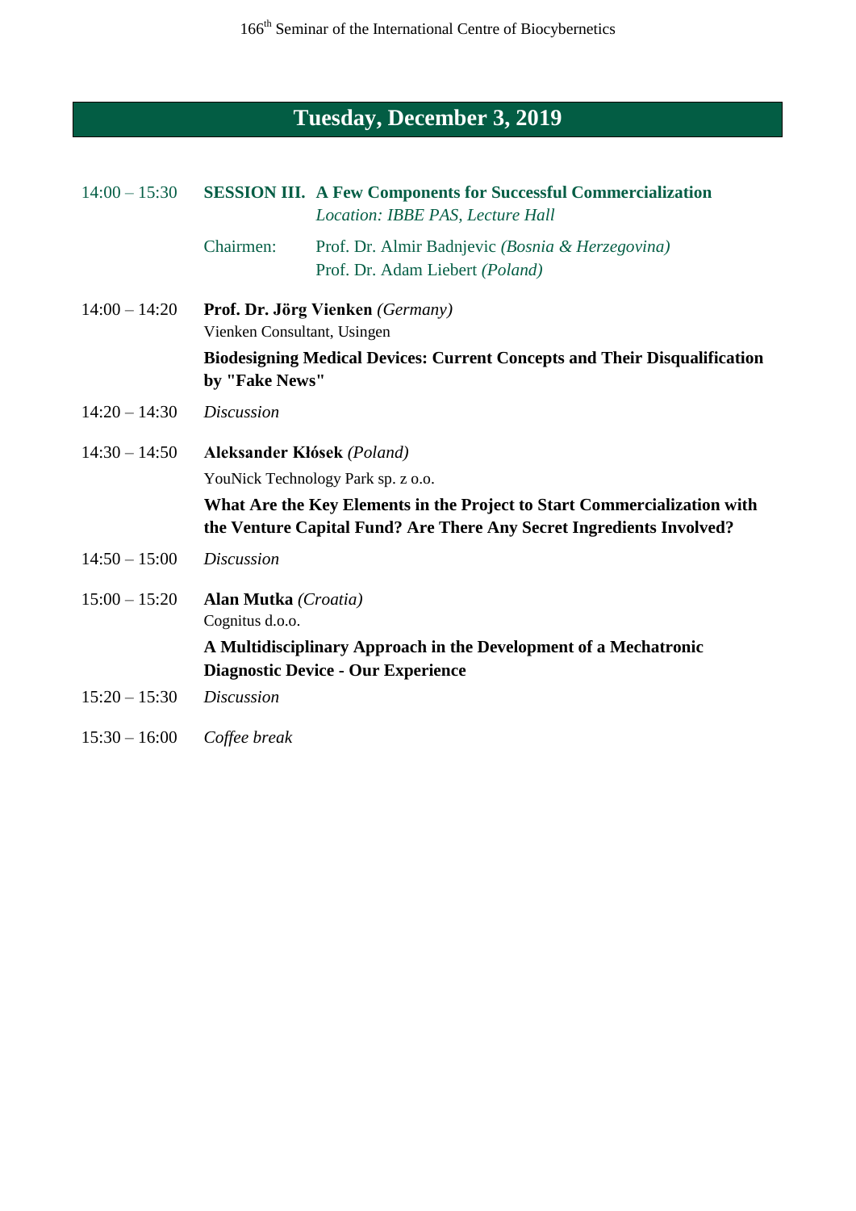## Tuesday, December 3, 2019

**14:00 – 15:30** **SESSION III. A Few Components for Successful Commercialization**
*Location: IBBE PAS, Lecture Hall*

Chairmen: Prof. Dr. Almir Badnjevic *(Bosnia & Herzegovina)*
Prof. Dr. Adam Liebert *(Poland)*

**14:00 – 14:20** **Prof. Dr. Jörg Vienken** *(Germany)*
Vienken Consultant, Usingen
**Biodesigning Medical Devices: Current Concepts and Their Disqualification by "Fake News"**

**14:20 – 14:30** *Discussion*

**14:30 – 14:50** **Aleksander Kłósek** *(Poland)*
YouNick Technology Park sp. z o.o.
**What Are the Key Elements in the Project to Start Commercialization with the Venture Capital Fund? Are There Any Secret Ingredients Involved?**

**14:50 – 15:00** *Discussion*

**15:00 – 15:20** **Alan Mutka** *(Croatia)*
Cognitus d.o.o.
**A Multidisciplinary Approach in the Development of a Mechatronic Diagnostic Device - Our Experience**

**15:20 – 15:30** *Discussion*

**15:30 – 16:00** *Coffee break*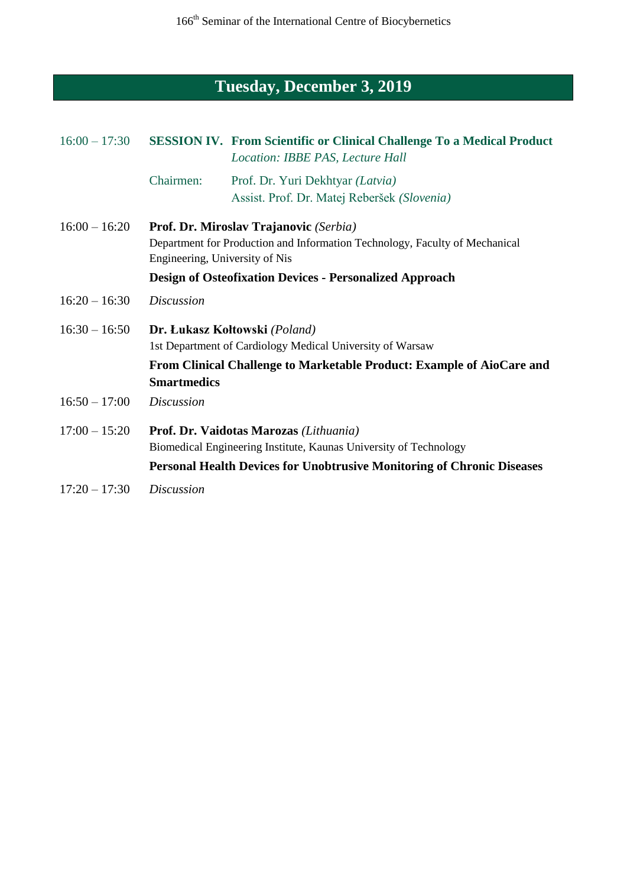## Tuesday, December 3, 2019

16:00 – 17:30 **SESSION IV. From Scientific or Clinical Challenge To a Medical Product**
*Location: IBBE PAS, Lecture Hall*

Chairmen: Prof. Dr. Yuri Dekhtyar *(Latvia)*
Assist. Prof. Dr. Matej Reberšek *(Slovenia)*

16:00 – 16:20 **Prof. Dr. Miroslav Trajanovic** *(Serbia)*
Department for Production and Information Technology, Faculty of Mechanical Engineering, University of Nis
**Design of Osteofixation Devices - Personalized Approach**

16:20 – 16:30 *Discussion*

16:30 – 16:50 **Dr. Łukasz Kołtowski** *(Poland)*
1st Department of Cardiology Medical University of Warsaw
**From Clinical Challenge to Marketable Product: Example of AioCare and Smartmedics**

16:50 – 17:00 *Discussion*

17:00 – 15:20 **Prof. Dr. Vaidotas Marozas** *(Lithuania)*
Biomedical Engineering Institute, Kaunas University of Technology
**Personal Health Devices for Unobtrusive Monitoring of Chronic Diseases**

17:20 – 17:30 *Discussion*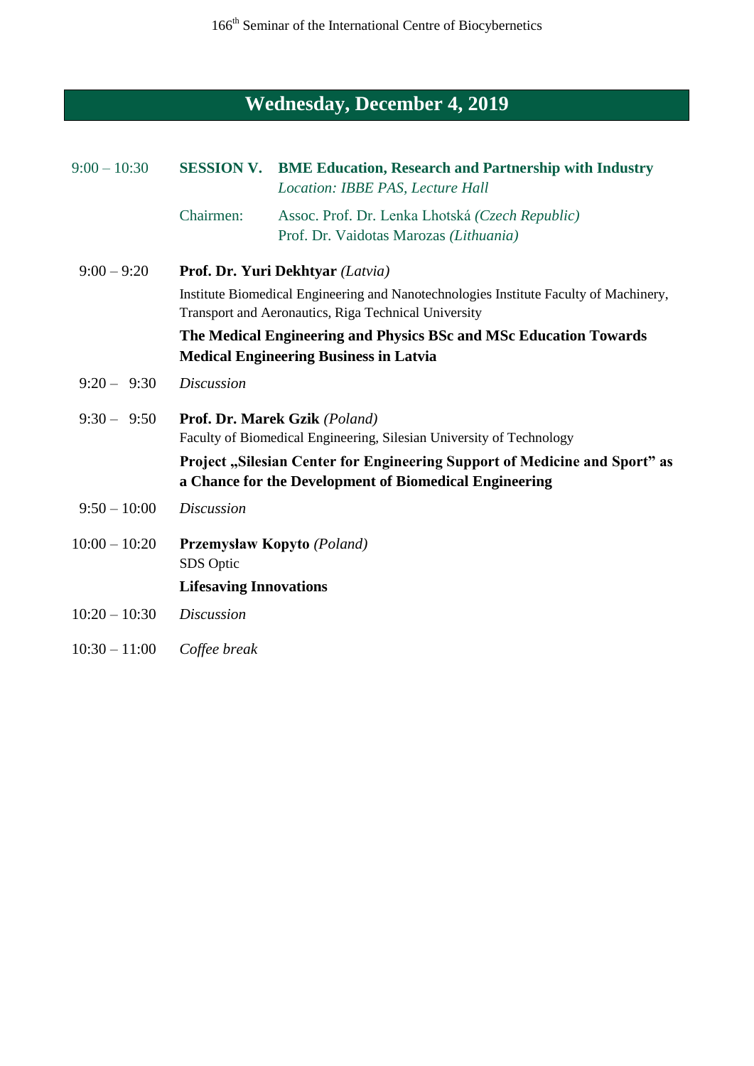## Wednesday, December 4, 2019

**9:00 – 10:30** **SESSION V. BME Education, Research and Partnership with Industry**
*Location: IBBE PAS, Lecture Hall*

Chairmen: Assoc. Prof. Dr. Lenka Lhotská *(Czech Republic)*
Prof. Dr. Vaidotas Marozas *(Lithuania)*

**9:00 – 9:20** **Prof. Dr. Yuri Dekhtyar** *(Latvia)*
Institute Biomedical Engineering and Nanotechnologies Institute Faculty of Machinery, Transport and Aeronautics, Riga Technical University
**The Medical Engineering and Physics BSc and MSc Education Towards Medical Engineering Business in Latvia**

**9:20 – 9:30** *Discussion*

**9:30 – 9:50** **Prof. Dr. Marek Gzik** *(Poland)*
Faculty of Biomedical Engineering, Silesian University of Technology
**Project „Silesian Center for Engineering Support of Medicine and Sport" as a Chance for the Development of Biomedical Engineering**

**9:50 – 10:00** *Discussion*

**10:00 – 10:20** **Przemysław Kopyto** *(Poland)*
SDS Optic
**Lifesaving Innovations**

**10:20 – 10:30** *Discussion*

**10:30 – 11:00** *Coffee break*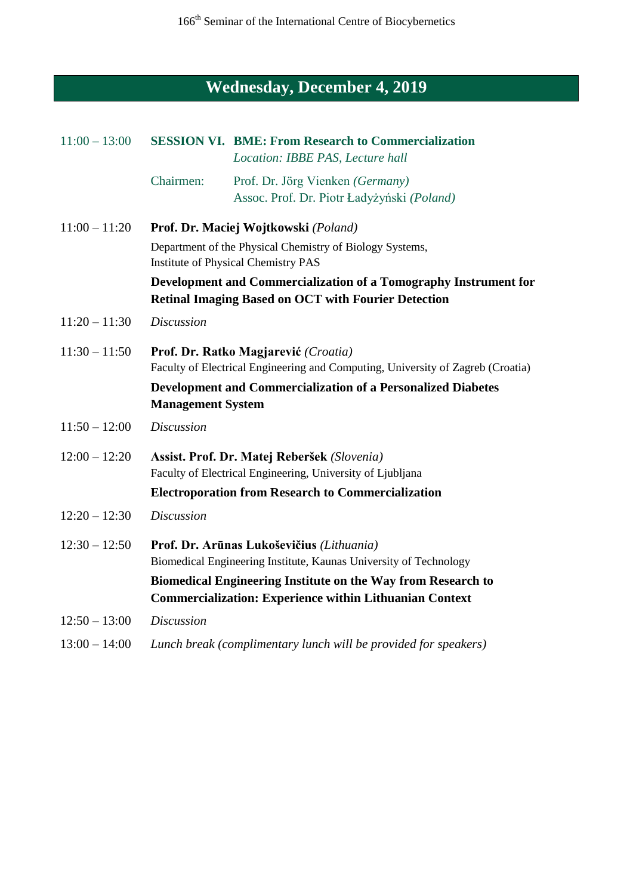## Wednesday, December 4, 2019

**11:00 – 13:00** **SESSION VI. BME: From Research to Commercialization**
*Location: IBBE PAS, Lecture hall*

Chairmen: Prof. Dr. Jörg Vienken *(Germany)*
Assoc. Prof. Dr. Piotr Ładyżyński *(Poland)*

**11:00 – 11:20** **Prof. Dr. Maciej Wojtkowski** *(Poland)*

Department of the Physical Chemistry of Biology Systems,
Institute of Physical Chemistry PAS

**Development and Commercialization of a Tomography Instrument for Retinal Imaging Based on OCT with Fourier Detection**

**11:20 – 11:30** *Discussion*

**11:30 – 11:50** **Prof. Dr. Ratko Magjarević** *(Croatia)*

Faculty of Electrical Engineering and Computing, University of Zagreb (Croatia)

**Development and Commercialization of a Personalized Diabetes Management System**

**11:50 – 12:00** *Discussion*

**12:00 – 12:20** **Assist. Prof. Dr. Matej Reberšek** *(Slovenia)*

Faculty of Electrical Engineering, University of Ljubljana

**Electroporation from Research to Commercialization**

**12:20 – 12:30** *Discussion*

**12:30 – 12:50** **Prof. Dr. Arūnas Lukoševičius** *(Lithuania)*

Biomedical Engineering Institute, Kaunas University of Technology

**Biomedical Engineering Institute on the Way from Research to Commercialization: Experience within Lithuanian Context**

**12:50 – 13:00** *Discussion*

**13:00 – 14:00** *Lunch break (complimentary lunch will be provided for speakers)*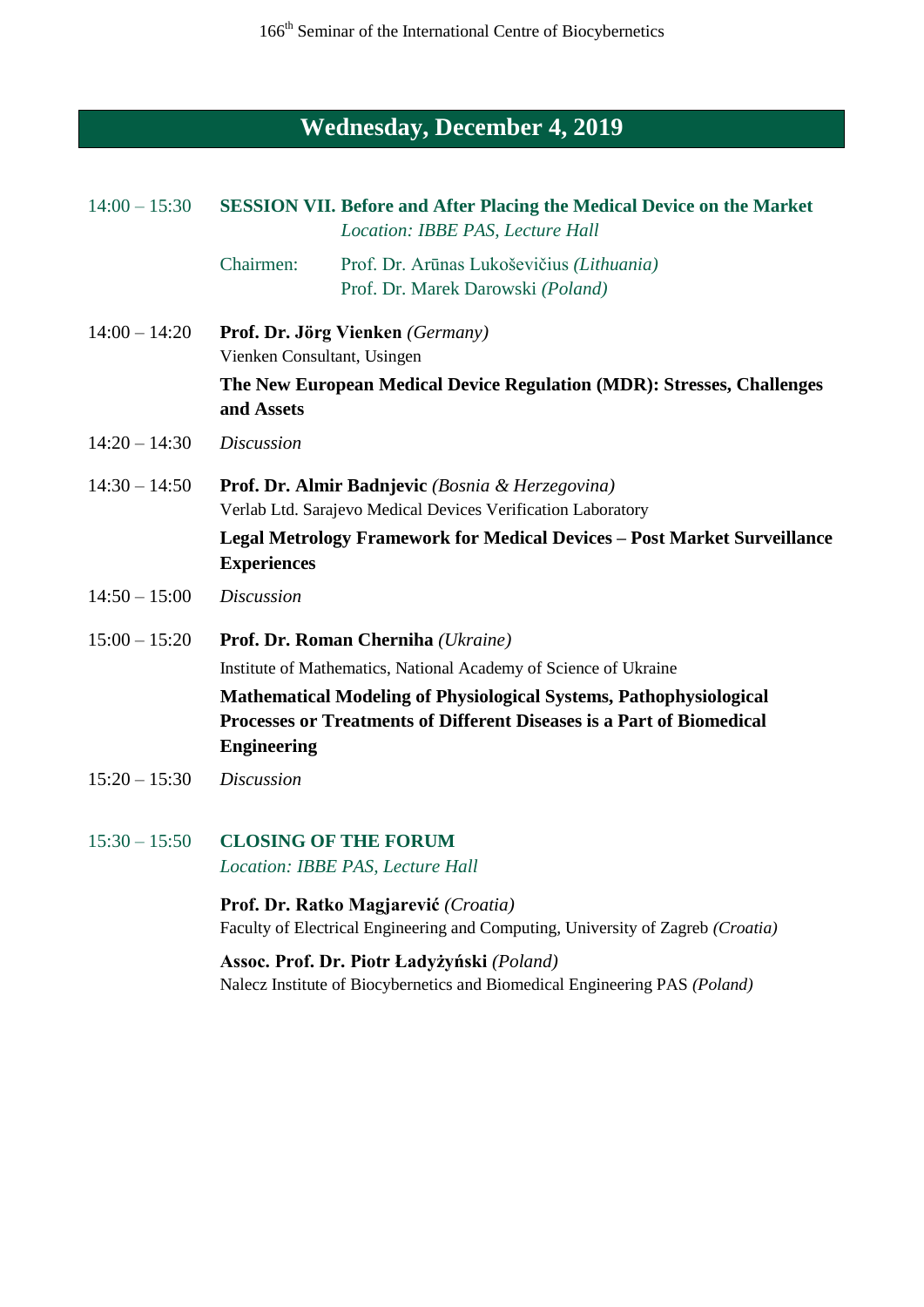## Wednesday, December 4, 2019

14:00 – 15:30 **SESSION VII. Before and After Placing the Medical Device on the Market**
*Location: IBBE PAS, Lecture Hall*

Chairmen: Prof. Dr. Arūnas Lukoševičius *(Lithuania)*
Prof. Dr. Marek Darowski *(Poland)*

14:00 – 14:20 **Prof. Dr. Jörg Vienken** *(Germany)*
Vienken Consultant, Usingen
**The New European Medical Device Regulation (MDR): Stresses, Challenges and Assets**

14:20 – 14:30 *Discussion*

14:30 – 14:50 **Prof. Dr. Almir Badnjevic** *(Bosnia & Herzegovina)*
Verlab Ltd. Sarajevo Medical Devices Verification Laboratory
**Legal Metrology Framework for Medical Devices – Post Market Surveillance Experiences**

14:50 – 15:00 *Discussion*

15:00 – 15:20 **Prof. Dr. Roman Cherniha** *(Ukraine)*
Institute of Mathematics, National Academy of Science of Ukraine
**Mathematical Modeling of Physiological Systems, Pathophysiological Processes or Treatments of Different Diseases is a Part of Biomedical Engineering**

15:20 – 15:30 *Discussion*

15:30 – 15:50 **CLOSING OF THE FORUM**
*Location: IBBE PAS, Lecture Hall*

**Prof. Dr. Ratko Magjarević** *(Croatia)*
Faculty of Electrical Engineering and Computing, University of Zagreb *(Croatia)*

**Assoc. Prof. Dr. Piotr Ładyżyński** *(Poland)*
Nalecz Institute of Biocybernetics and Biomedical Engineering PAS *(Poland)*